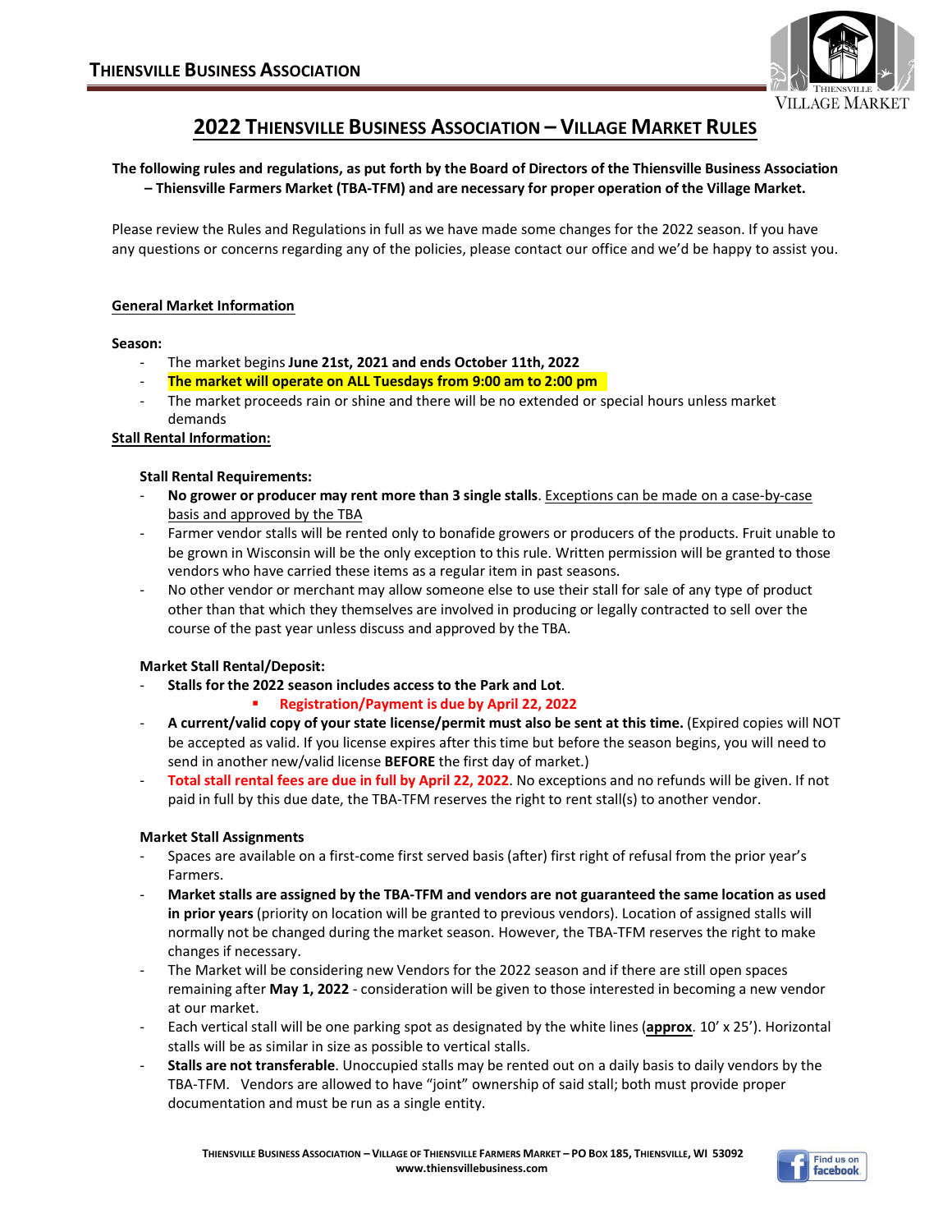# Thiensville Business Association

## 2022 Thiensville Business Association – Village Market Rules

**The following rules and regulations, as put forth by the Board of Directors of the Thiensville Business Association – Thiensville Farmers Market (TBA-TFM) and are necessary for proper operation of the Village Market.**

Please review the Rules and Regulations in full as we have made some changes for the 2022 season. If you have any questions or concerns regarding any of the policies, please contact our office and we'd be happy to assist you.

### General Market Information

**Season:**

- The market begins **June 21st, 2021 and ends October 11th, 2022**
- **The market will operate on ALL Tuesdays from 9:00 am to 2:00 pm**
- The market proceeds rain or shine and there will be no extended or special hours unless market demands

### Stall Rental Information:

**Stall Rental Requirements:**

- **No grower or producer may rent more than 3 single stalls**. Exceptions can be made on a case-by-case basis and approved by the TBA
- Farmer vendor stalls will be rented only to bonafide growers or producers of the products. Fruit unable to be grown in Wisconsin will be the only exception to this rule. Written permission will be granted to those vendors who have carried these items as a regular item in past seasons.
- No other vendor or merchant may allow someone else to use their stall for sale of any type of product other than that which they themselves are involved in producing or legally contracted to sell over the course of the past year unless discuss and approved by the TBA.

**Market Stall Rental/Deposit:**

- **Stalls for the 2022 season includes access to the Park and Lot**.
  - **Registration/Payment is due by April 22, 2022**
- **A current/valid copy of your state license/permit must also be sent at this time.** (Expired copies will NOT be accepted as valid. If you license expires after this time but before the season begins, you will need to send in another new/valid license **BEFORE** the first day of market.)
- **Total stall rental fees are due in full by April 22, 2022**. No exceptions and no refunds will be given. If not paid in full by this due date, the TBA-TFM reserves the right to rent stall(s) to another vendor.

**Market Stall Assignments**

- Spaces are available on a first-come first served basis (after) first right of refusal from the prior year's Farmers.
- **Market stalls are assigned by the TBA-TFM and vendors are not guaranteed the same location as used in prior years** (priority on location will be granted to previous vendors). Location of assigned stalls will normally not be changed during the market season. However, the TBA-TFM reserves the right to make changes if necessary.
- The Market will be considering new Vendors for the 2022 season and if there are still open spaces remaining after **May 1, 2022** - consideration will be given to those interested in becoming a new vendor at our market.
- Each vertical stall will be one parking spot as designated by the white lines (**approx**. 10' x 25'). Horizontal stalls will be as similar in size as possible to vertical stalls.
- **Stalls are not transferable**. Unoccupied stalls may be rented out on a daily basis to daily vendors by the TBA-TFM. Vendors are allowed to have "joint" ownership of said stall; both must provide proper documentation and must be run as a single entity.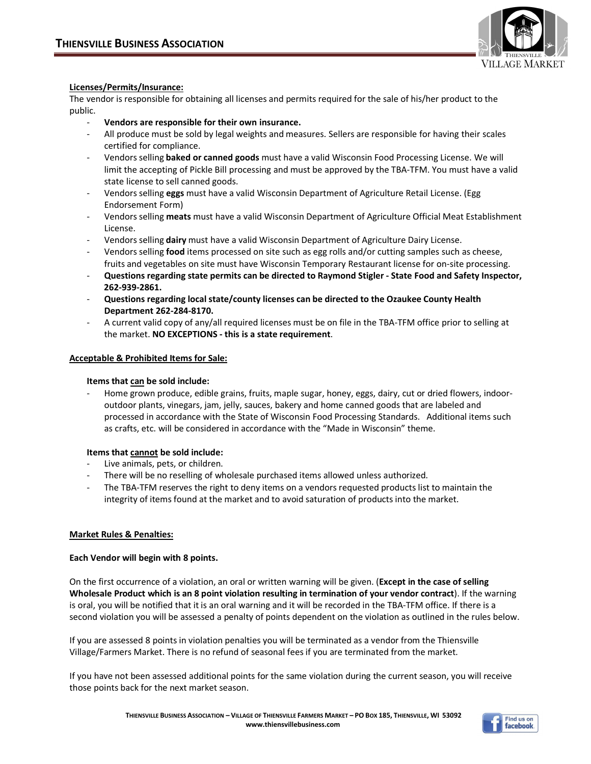**Licenses/Permits/Insurance:**

The vendor is responsible for obtaining all licenses and permits required for the sale of his/her product to the public.

- **Vendors are responsible for their own insurance.**
- All produce must be sold by legal weights and measures. Sellers are responsible for having their scales certified for compliance.
- Vendors selling **baked or canned goods** must have a valid Wisconsin Food Processing License. We will limit the accepting of Pickle Bill processing and must be approved by the TBA-TFM. You must have a valid state license to sell canned goods.
- Vendors selling **eggs** must have a valid Wisconsin Department of Agriculture Retail License. (Egg Endorsement Form)
- Vendors selling **meats** must have a valid Wisconsin Department of Agriculture Official Meat Establishment License.
- Vendors selling **dairy** must have a valid Wisconsin Department of Agriculture Dairy License.
- Vendors selling **food** items processed on site such as egg rolls and/or cutting samples such as cheese, fruits and vegetables on site must have Wisconsin Temporary Restaurant license for on-site processing.
- **Questions regarding state permits can be directed to Raymond Stigler - State Food and Safety Inspector, 262-939-2861.**
- **Questions regarding local state/county licenses can be directed to the Ozaukee County Health Department 262-284-8170.**
- A current valid copy of any/all required licenses must be on file in the TBA-TFM office prior to selling at the market. **NO EXCEPTIONS - this is a state requirement**.

**Acceptable & Prohibited Items for Sale:**

**Items that can be sold include:**

- Home grown produce, edible grains, fruits, maple sugar, honey, eggs, dairy, cut or dried flowers, indoor-outdoor plants, vinegars, jam, jelly, sauces, bakery and home canned goods that are labeled and processed in accordance with the State of Wisconsin Food Processing Standards. Additional items such as crafts, etc. will be considered in accordance with the "Made in Wisconsin" theme.

**Items that cannot be sold include:**

- Live animals, pets, or children.
- There will be no reselling of wholesale purchased items allowed unless authorized.
- The TBA-TFM reserves the right to deny items on a vendors requested products list to maintain the integrity of items found at the market and to avoid saturation of products into the market.

**Market Rules & Penalties:**

**Each Vendor will begin with 8 points.**

On the first occurrence of a violation, an oral or written warning will be given. (**Except in the case of selling Wholesale Product which is an 8 point violation resulting in termination of your vendor contract**). If the warning is oral, you will be notified that it is an oral warning and it will be recorded in the TBA-TFM office. If there is a second violation you will be assessed a penalty of points dependent on the violation as outlined in the rules below.

If you are assessed 8 points in violation penalties you will be terminated as a vendor from the Thiensville Village/Farmers Market. There is no refund of seasonal fees if you are terminated from the market.

If you have not been assessed additional points for the same violation during the current season, you will receive those points back for the next market season.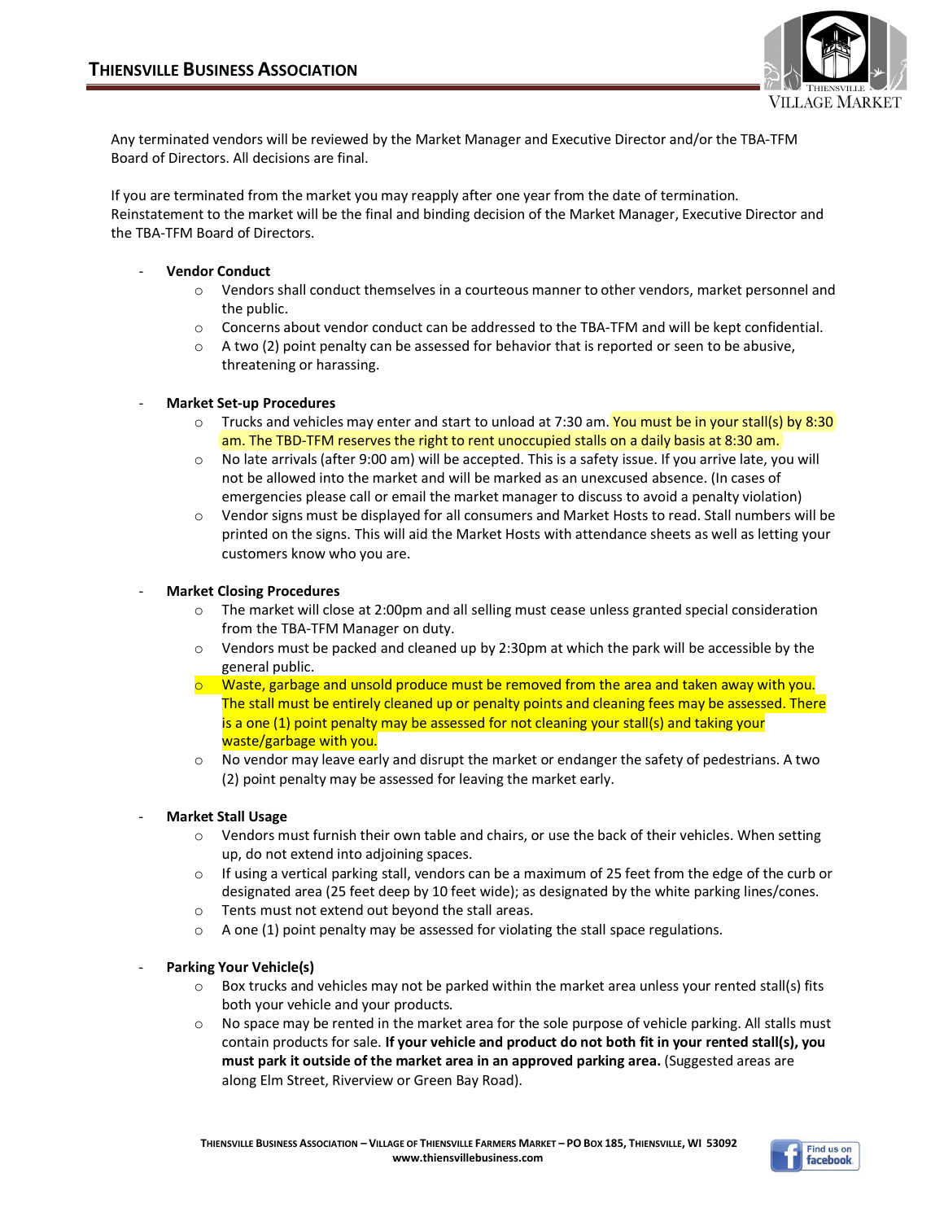Any terminated vendors will be reviewed by the Market Manager and Executive Director and/or the TBA-TFM Board of Directors. All decisions are final.

If you are terminated from the market you may reapply after one year from the date of termination. Reinstatement to the market will be the final and binding decision of the Market Manager, Executive Director and the TBA-TFM Board of Directors.

- **Vendor Conduct**
  - Vendors shall conduct themselves in a courteous manner to other vendors, market personnel and the public.
  - Concerns about vendor conduct can be addressed to the TBA-TFM and will be kept confidential.
  - A two (2) point penalty can be assessed for behavior that is reported or seen to be abusive, threatening or harassing.

- **Market Set-up Procedures**
  - Trucks and vehicles may enter and start to unload at 7:30 am. You must be in your stall(s) by 8:30 am. The TBD-TFM reserves the right to rent unoccupied stalls on a daily basis at 8:30 am.
  - No late arrivals (after 9:00 am) will be accepted. This is a safety issue. If you arrive late, you will not be allowed into the market and will be marked as an unexcused absence. (In cases of emergencies please call or email the market manager to discuss to avoid a penalty violation)
  - Vendor signs must be displayed for all consumers and Market Hosts to read. Stall numbers will be printed on the signs. This will aid the Market Hosts with attendance sheets as well as letting your customers know who you are.

- **Market Closing Procedures**
  - The market will close at 2:00pm and all selling must cease unless granted special consideration from the TBA-TFM Manager on duty.
  - Vendors must be packed and cleaned up by 2:30pm at which the park will be accessible by the general public.
  - Waste, garbage and unsold produce must be removed from the area and taken away with you. The stall must be entirely cleaned up or penalty points and cleaning fees may be assessed. There is a one (1) point penalty may be assessed for not cleaning your stall(s) and taking your waste/garbage with you.
  - No vendor may leave early and disrupt the market or endanger the safety of pedestrians. A two (2) point penalty may be assessed for leaving the market early.

- **Market Stall Usage**
  - Vendors must furnish their own table and chairs, or use the back of their vehicles. When setting up, do not extend into adjoining spaces.
  - If using a vertical parking stall, vendors can be a maximum of 25 feet from the edge of the curb or designated area (25 feet deep by 10 feet wide); as designated by the white parking lines/cones.
  - Tents must not extend out beyond the stall areas.
  - A one (1) point penalty may be assessed for violating the stall space regulations.

- **Parking Your Vehicle(s)**
  - Box trucks and vehicles may not be parked within the market area unless your rented stall(s) fits both your vehicle and your products.
  - No space may be rented in the market area for the sole purpose of vehicle parking. All stalls must contain products for sale. **If your vehicle and product do not both fit in your rented stall(s), you must park it outside of the market area in an approved parking area.** (Suggested areas are along Elm Street, Riverview or Green Bay Road).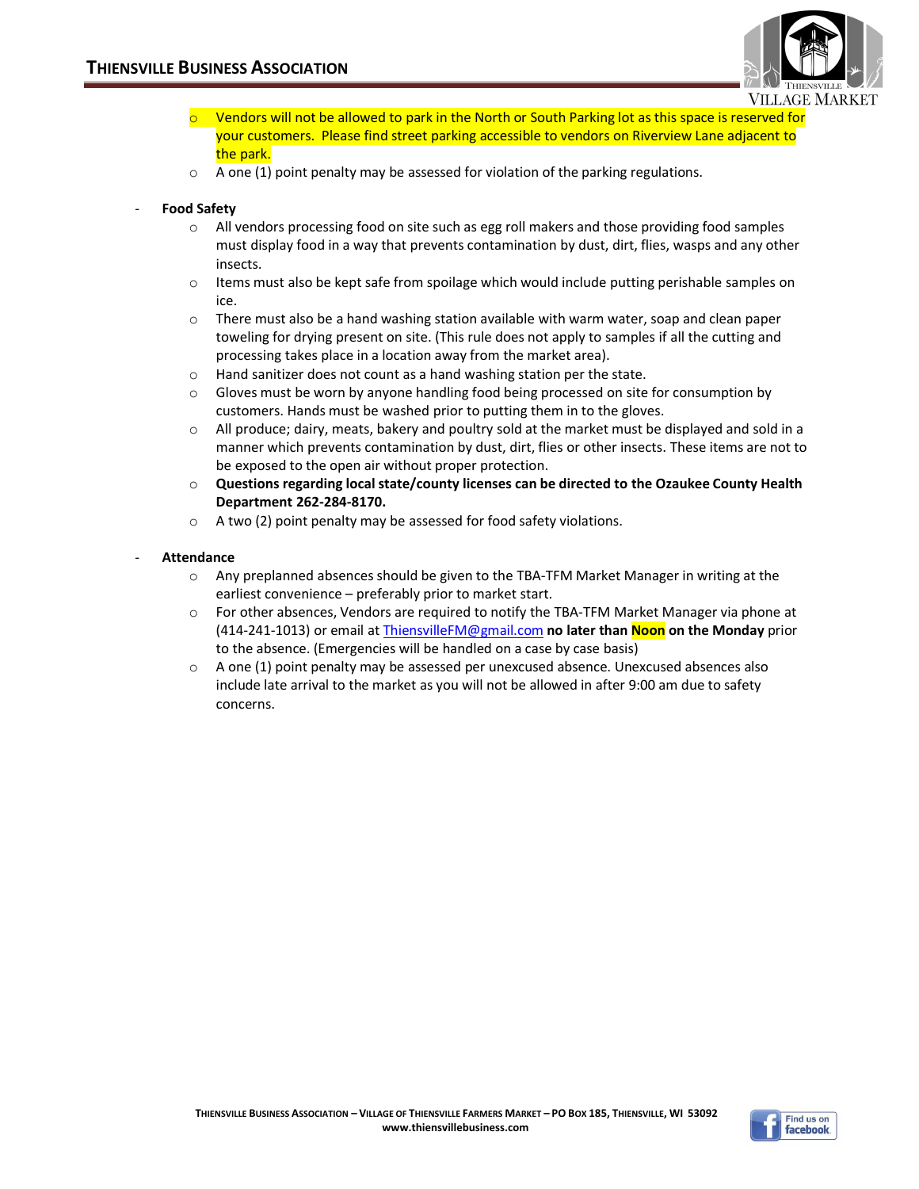- Vendors will not be allowed to park in the North or South Parking lot as this space is reserved for your customers. Please find street parking accessible to vendors on Riverview Lane adjacent to the park.
  - A one (1) point penalty may be assessed for violation of the parking regulations.

- **Food Safety**
  - All vendors processing food on site such as egg roll makers and those providing food samples must display food in a way that prevents contamination by dust, dirt, flies, wasps and any other insects.
  - Items must also be kept safe from spoilage which would include putting perishable samples on ice.
  - There must also be a hand washing station available with warm water, soap and clean paper toweling for drying present on site. (This rule does not apply to samples if all the cutting and processing takes place in a location away from the market area).
  - Hand sanitizer does not count as a hand washing station per the state.
  - Gloves must be worn by anyone handling food being processed on site for consumption by customers. Hands must be washed prior to putting them in to the gloves.
  - All produce; dairy, meats, bakery and poultry sold at the market must be displayed and sold in a manner which prevents contamination by dust, dirt, flies or other insects. These items are not to be exposed to the open air without proper protection.
  - **Questions regarding local state/county licenses can be directed to the Ozaukee County Health Department 262-284-8170.**
  - A two (2) point penalty may be assessed for food safety violations.

- **Attendance**
  - Any preplanned absences should be given to the TBA-TFM Market Manager in writing at the earliest convenience – preferably prior to market start.
  - For other absences, Vendors are required to notify the TBA-TFM Market Manager via phone at (414-241-1013) or email at ThiensvilleFM@gmail.com **no later than Noon on the Monday** prior to the absence. (Emergencies will be handled on a case by case basis)
  - A one (1) point penalty may be assessed per unexcused absence. Unexcused absences also include late arrival to the market as you will not be allowed in after 9:00 am due to safety concerns.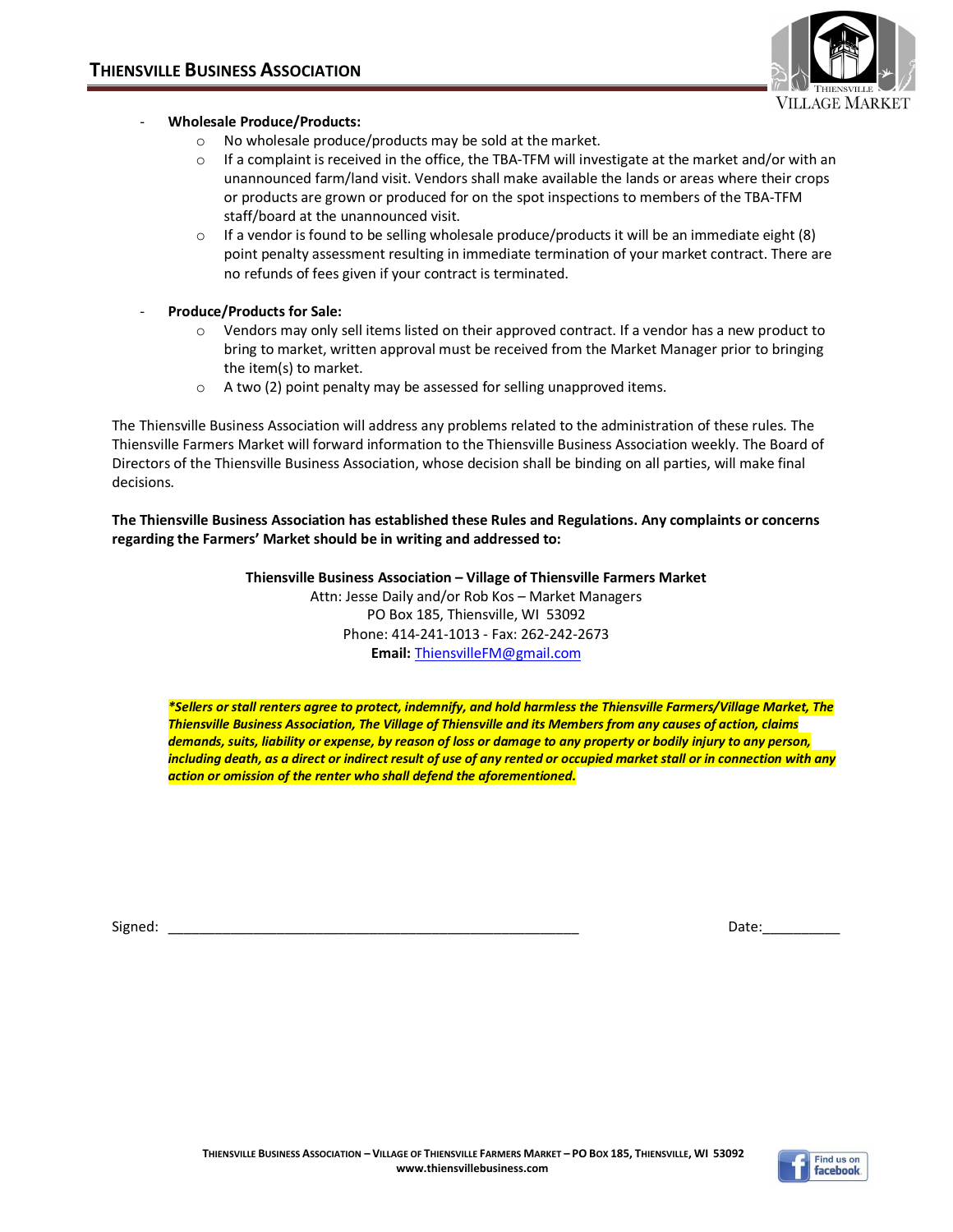- **Wholesale Produce/Products:**
  - No wholesale produce/products may be sold at the market.
  - If a complaint is received in the office, the TBA-TFM will investigate at the market and/or with an unannounced farm/land visit. Vendors shall make available the lands or areas where their crops or products are grown or produced for on the spot inspections to members of the TBA-TFM staff/board at the unannounced visit.
  - If a vendor is found to be selling wholesale produce/products it will be an immediate eight (8) point penalty assessment resulting in immediate termination of your market contract. There are no refunds of fees given if your contract is terminated.

- **Produce/Products for Sale:**
  - Vendors may only sell items listed on their approved contract. If a vendor has a new product to bring to market, written approval must be received from the Market Manager prior to bringing the item(s) to market.
  - A two (2) point penalty may be assessed for selling unapproved items.

The Thiensville Business Association will address any problems related to the administration of these rules. The Thiensville Farmers Market will forward information to the Thiensville Business Association weekly. The Board of Directors of the Thiensville Business Association, whose decision shall be binding on all parties, will make final decisions.

**The Thiensville Business Association has established these Rules and Regulations. Any complaints or concerns regarding the Farmers' Market should be in writing and addressed to:**

**Thiensville Business Association – Village of Thiensville Farmers Market**
Attn: Jesse Daily and/or Rob Kos – Market Managers
PO Box 185, Thiensville, WI 53092
Phone: 414-241-1013 - Fax: 262-242-2673
**Email:** ThiensvilleFM@gmail.com

***Sellers or stall renters agree to protect, indemnify, and hold harmless the Thiensville Farmers/Village Market, The Thiensville Business Association, The Village of Thiensville and its Members from any causes of action, claims demands, suits, liability or expense, by reason of loss or damage to any property or bodily injury to any person, including death, as a direct or indirect result of use of any rented or occupied market stall or in connection with any action or omission of the renter who shall defend the aforementioned.***

Signed: ________________________________________________________ Date:__________